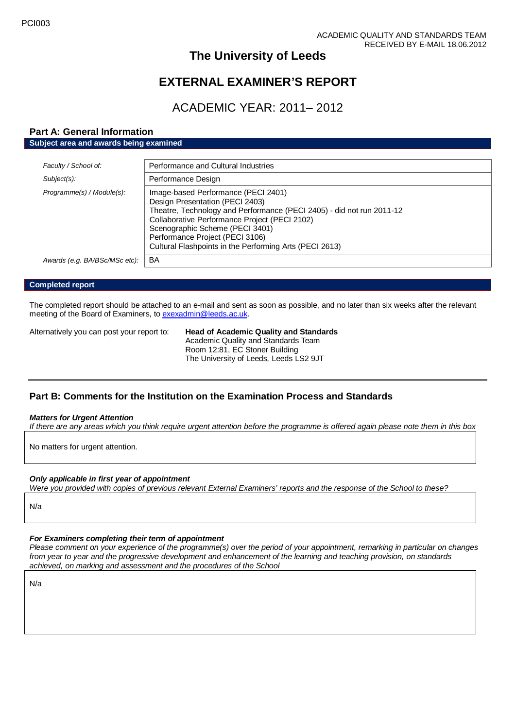PCI003

ACADEMIC QUALITY AND STANDARDS TEAM
RECEIVED BY E-MAIL 18.06.2012

# The University of Leeds

# EXTERNAL EXAMINER'S REPORT

## ACADEMIC YEAR: 2011– 2012

### Part A: General Information

**Subject area and awards being examined**

| | |
|---|---|
| *Faculty / School of:* | Performance and Cultural Industries |
| *Subject(s):* | Performance Design |
| *Programme(s) / Module(s):* | Image-based Performance (PECI 2401)<br>Design Presentation (PECI 2403)<br>Theatre, Technology and Performance (PECI 2405) - did not run 2011-12<br>Collaborative Performance Project (PECI 2102)<br>Scenographic Scheme (PECI 3401)<br>Performance Project (PECI 3106)<br>Cultural Flashpoints in the Performing Arts (PECI 2613) |
| *Awards (e.g. BA/BSc/MSc etc):* | BA |

**Completed report**

The completed report should be attached to an e-mail and sent as soon as possible, and no later than six weeks after the relevant meeting of the Board of Examiners, to exexadmin@leeds.ac.uk.

Alternatively you can post your report to: **Head of Academic Quality and Standards**
Academic Quality and Standards Team
Room 12:81, EC Stoner Building
The University of Leeds, Leeds LS2 9JT

---

### Part B: Comments for the Institution on the Examination Process and Standards

***Matters for Urgent Attention***

*If there are any areas which you think require urgent attention before the programme is offered again please note them in this box*

No matters for urgent attention.

***Only applicable in first year of appointment***

*Were you provided with copies of previous relevant External Examiners' reports and the response of the School to these?*

N/a

***For Examiners completing their term of appointment***

*Please comment on your experience of the programme(s) over the period of your appointment, remarking in particular on changes from year to year and the progressive development and enhancement of the learning and teaching provision, on standards achieved, on marking and assessment and the procedures of the School*

N/a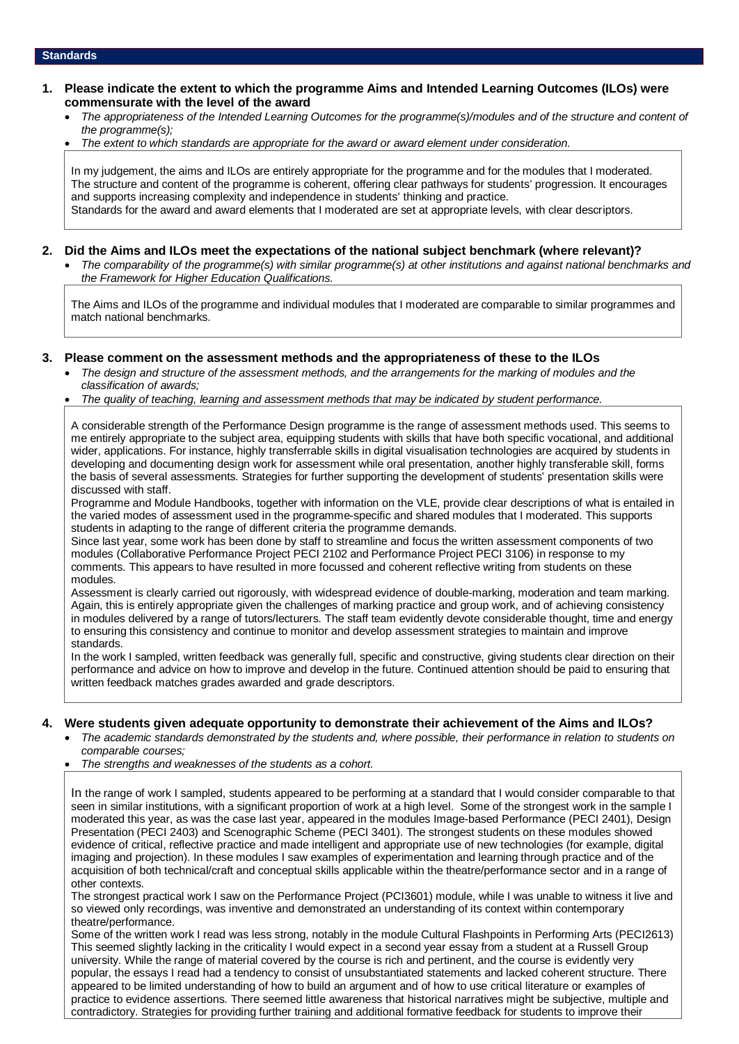## Standards

### 1. Please indicate the extent to which the programme Aims and Intended Learning Outcomes (ILOs) were commensurate with the level of the award

- *The appropriateness of the Intended Learning Outcomes for the programme(s)/modules and of the structure and content of the programme(s);*
- *The extent to which standards are appropriate for the award or award element under consideration.*

In my judgement, the aims and ILOs are entirely appropriate for the programme and for the modules that I moderated. The structure and content of the programme is coherent, offering clear pathways for students' progression. It encourages and supports increasing complexity and independence in students' thinking and practice.
Standards for the award and award elements that I moderated are set at appropriate levels, with clear descriptors.

### 2. Did the Aims and ILOs meet the expectations of the national subject benchmark (where relevant)?

- *The comparability of the programme(s) with similar programme(s) at other institutions and against national benchmarks and the Framework for Higher Education Qualifications.*

The Aims and ILOs of the programme and individual modules that I moderated are comparable to similar programmes and match national benchmarks.

### 3. Please comment on the assessment methods and the appropriateness of these to the ILOs

- *The design and structure of the assessment methods, and the arrangements for the marking of modules and the classification of awards;*
- *The quality of teaching, learning and assessment methods that may be indicated by student performance.*

A considerable strength of the Performance Design programme is the range of assessment methods used. This seems to me entirely appropriate to the subject area, equipping students with skills that have both specific vocational, and additional wider, applications. For instance, highly transferrable skills in digital visualisation technologies are acquired by students in developing and documenting design work for assessment while oral presentation, another highly transferable skill, forms the basis of several assessments. Strategies for further supporting the development of students' presentation skills were discussed with staff.
Programme and Module Handbooks, together with information on the VLE, provide clear descriptions of what is entailed in the varied modes of assessment used in the programme-specific and shared modules that I moderated. This supports students in adapting to the range of different criteria the programme demands.
Since last year, some work has been done by staff to streamline and focus the written assessment components of two modules (Collaborative Performance Project PECI 2102 and Performance Project PECI 3106) in response to my comments. This appears to have resulted in more focussed and coherent reflective writing from students on these modules.
Assessment is clearly carried out rigorously, with widespread evidence of double-marking, moderation and team marking. Again, this is entirely appropriate given the challenges of marking practice and group work, and of achieving consistency in modules delivered by a range of tutors/lecturers. The staff team evidently devote considerable thought, time and energy to ensuring this consistency and continue to monitor and develop assessment strategies to maintain and improve standards.
In the work I sampled, written feedback was generally full, specific and constructive, giving students clear direction on their performance and advice on how to improve and develop in the future. Continued attention should be paid to ensuring that written feedback matches grades awarded and grade descriptors.

### 4. Were students given adequate opportunity to demonstrate their achievement of the Aims and ILOs?

- *The academic standards demonstrated by the students and, where possible, their performance in relation to students on comparable courses;*
- *The strengths and weaknesses of the students as a cohort.*

In the range of work I sampled, students appeared to be performing at a standard that I would consider comparable to that seen in similar institutions, with a significant proportion of work at a high level. Some of the strongest work in the sample I moderated this year, as was the case last year, appeared in the modules Image-based Performance (PECI 2401), Design Presentation (PECI 2403) and Scenographic Scheme (PECI 3401). The strongest students on these modules showed evidence of critical, reflective practice and made intelligent and appropriate use of new technologies (for example, digital imaging and projection). In these modules I saw examples of experimentation and learning through practice and of the acquisition of both technical/craft and conceptual skills applicable within the theatre/performance sector and in a range of other contexts.
The strongest practical work I saw on the Performance Project (PCI3601) module, while I was unable to witness it live and so viewed only recordings, was inventive and demonstrated an understanding of its context within contemporary theatre/performance.
Some of the written work I read was less strong, notably in the module Cultural Flashpoints in Performing Arts (PECI2613) This seemed slightly lacking in the criticality I would expect in a second year essay from a student at a Russell Group university. While the range of material covered by the course is rich and pertinent, and the course is evidently very popular, the essays I read had a tendency to consist of unsubstantiated statements and lacked coherent structure. There appeared to be limited understanding of how to build an argument and of how to use critical literature or examples of practice to evidence assertions. There seemed little awareness that historical narratives might be subjective, multiple and contradictory. Strategies for providing further training and additional formative feedback for students to improve their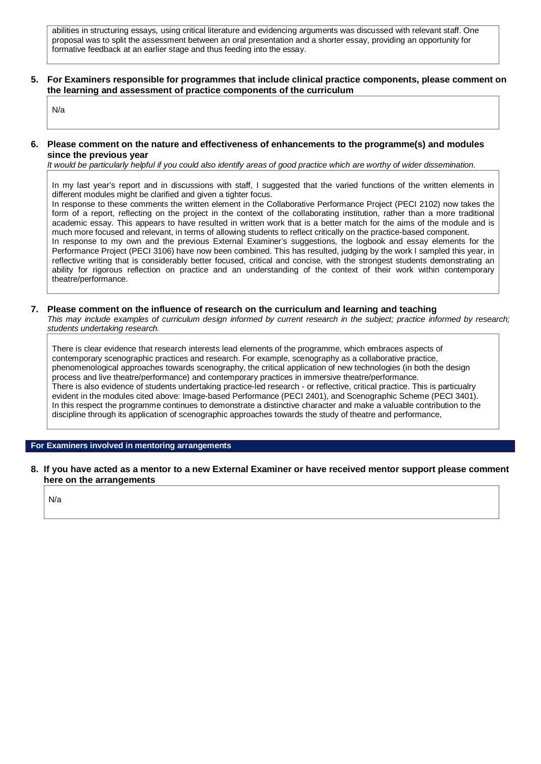abilities in structuring essays, using critical literature and evidencing arguments was discussed with relevant staff. One proposal was to split the assessment between an oral presentation and a shorter essay, providing an opportunity for formative feedback at an earlier stage and thus feeding into the essay.

**5. For Examiners responsible for programmes that include clinical practice components, please comment on the learning and assessment of practice components of the curriculum**

N/a

**6. Please comment on the nature and effectiveness of enhancements to the programme(s) and modules since the previous year**

*It would be particularly helpful if you could also identify areas of good practice which are worthy of wider dissemination.*

In my last year's report and in discussions with staff, I suggested that the varied functions of the written elements in different modules might be clarified and given a tighter focus.

In response to these comments the written element in the Collaborative Performance Project (PECI 2102) now takes the form of a report, reflecting on the project in the context of the collaborating institution, rather than a more traditional academic essay. This appears to have resulted in written work that is a better match for the aims of the module and is much more focused and relevant, in terms of allowing students to reflect critically on the practice-based component.

In response to my own and the previous External Examiner's suggestions, the logbook and essay elements for the Performance Project (PECI 3106) have now been combined. This has resulted, judging by the work I sampled this year, in reflective writing that is considerably better focused, critical and concise, with the strongest students demonstrating an ability for rigorous reflection on practice and an understanding of the context of their work within contemporary theatre/performance.

**7. Please comment on the influence of research on the curriculum and learning and teaching**

*This may include examples of curriculum design informed by current research in the subject; practice informed by research; students undertaking research.*

There is clear evidence that research interests lead elements of the programme, which embraces aspects of contemporary scenographic practices and research. For example, scenography as a collaborative practice, phenomenological approaches towards scenography, the critical application of new technologies (in both the design process and live theatre/performance) and contemporary practices in immersive theatre/performance.

There is also evidence of students undertaking practice-led research - or reflective, critical practice. This is particualry evident in the modules cited above: Image-based Performance (PECI 2401), and Scenographic Scheme (PECI 3401). In this respect the programme continues to demonstrate a distinctive character and make a valuable contribution to the discipline through its application of scenographic approaches towards the study of theatre and performance,

**For Examiners involved in mentoring arrangements**

**8. If you have acted as a mentor to a new External Examiner or have received mentor support please comment here on the arrangements**

N/a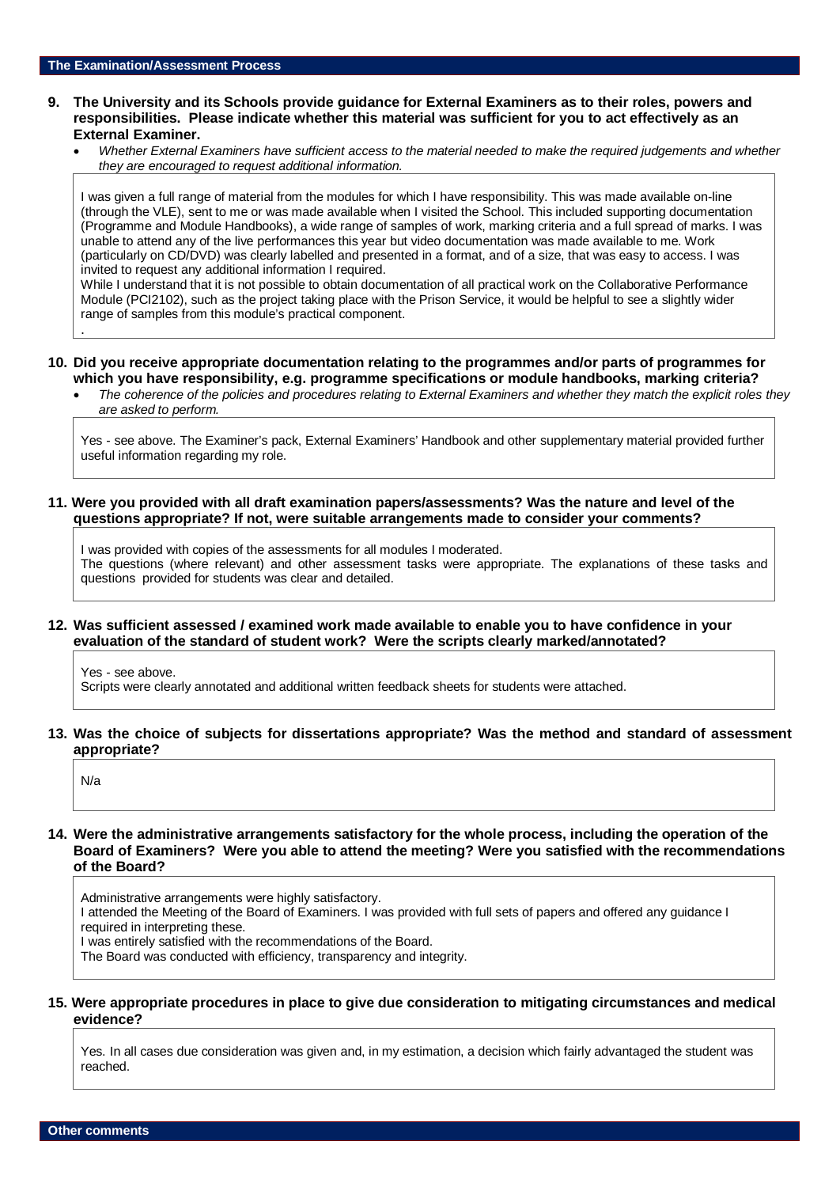## The Examination/Assessment Process

**9. The University and its Schools provide guidance for External Examiners as to their roles, powers and responsibilities. Please indicate whether this material was sufficient for you to act effectively as an External Examiner.**

- *Whether External Examiners have sufficient access to the material needed to make the required judgements and whether they are encouraged to request additional information.*

I was given a full range of material from the modules for which I have responsibility. This was made available on-line (through the VLE), sent to me or was made available when I visited the School. This included supporting documentation (Programme and Module Handbooks), a wide range of samples of work, marking criteria and a full spread of marks. I was unable to attend any of the live performances this year but video documentation was made available to me. Work (particularly on CD/DVD) was clearly labelled and presented in a format, and of a size, that was easy to access. I was invited to request any additional information I required.
While I understand that it is not possible to obtain documentation of all practical work on the Collaborative Performance Module (PCI2102), such as the project taking place with the Prison Service, it would be helpful to see a slightly wider range of samples from this module's practical component.
.

**10. Did you receive appropriate documentation relating to the programmes and/or parts of programmes for which you have responsibility, e.g. programme specifications or module handbooks, marking criteria?**

- *The coherence of the policies and procedures relating to External Examiners and whether they match the explicit roles they are asked to perform.*

Yes - see above. The Examiner's pack, External Examiners' Handbook and other supplementary material provided further useful information regarding my role.

**11. Were you provided with all draft examination papers/assessments? Was the nature and level of the questions appropriate? If not, were suitable arrangements made to consider your comments?**

I was provided with copies of the assessments for all modules I moderated.
The questions (where relevant) and other assessment tasks were appropriate. The explanations of these tasks and questions provided for students was clear and detailed.

**12. Was sufficient assessed / examined work made available to enable you to have confidence in your evaluation of the standard of student work? Were the scripts clearly marked/annotated?**

Yes - see above.
Scripts were clearly annotated and additional written feedback sheets for students were attached.

**13. Was the choice of subjects for dissertations appropriate? Was the method and standard of assessment appropriate?**

N/a

**14. Were the administrative arrangements satisfactory for the whole process, including the operation of the Board of Examiners? Were you able to attend the meeting? Were you satisfied with the recommendations of the Board?**

Administrative arrangements were highly satisfactory.
I attended the Meeting of the Board of Examiners. I was provided with full sets of papers and offered any guidance I required in interpreting these.
I was entirely satisfied with the recommendations of the Board.
The Board was conducted with efficiency, transparency and integrity.

**15. Were appropriate procedures in place to give due consideration to mitigating circumstances and medical evidence?**

Yes. In all cases due consideration was given and, in my estimation, a decision which fairly advantaged the student was reached.

## Other comments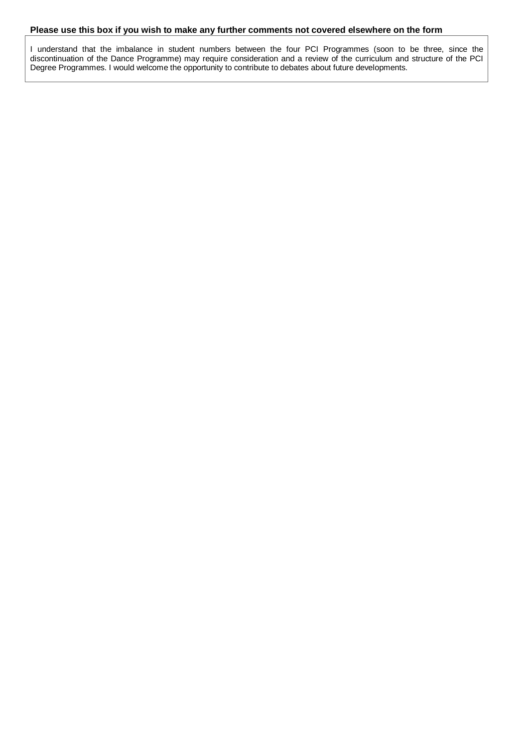**Please use this box if you wish to make any further comments not covered elsewhere on the form**

I understand that the imbalance in student numbers between the four PCI Programmes (soon to be three, since the discontinuation of the Dance Programme) may require consideration and a review of the curriculum and structure of the PCI Degree Programmes. I would welcome the opportunity to contribute to debates about future developments.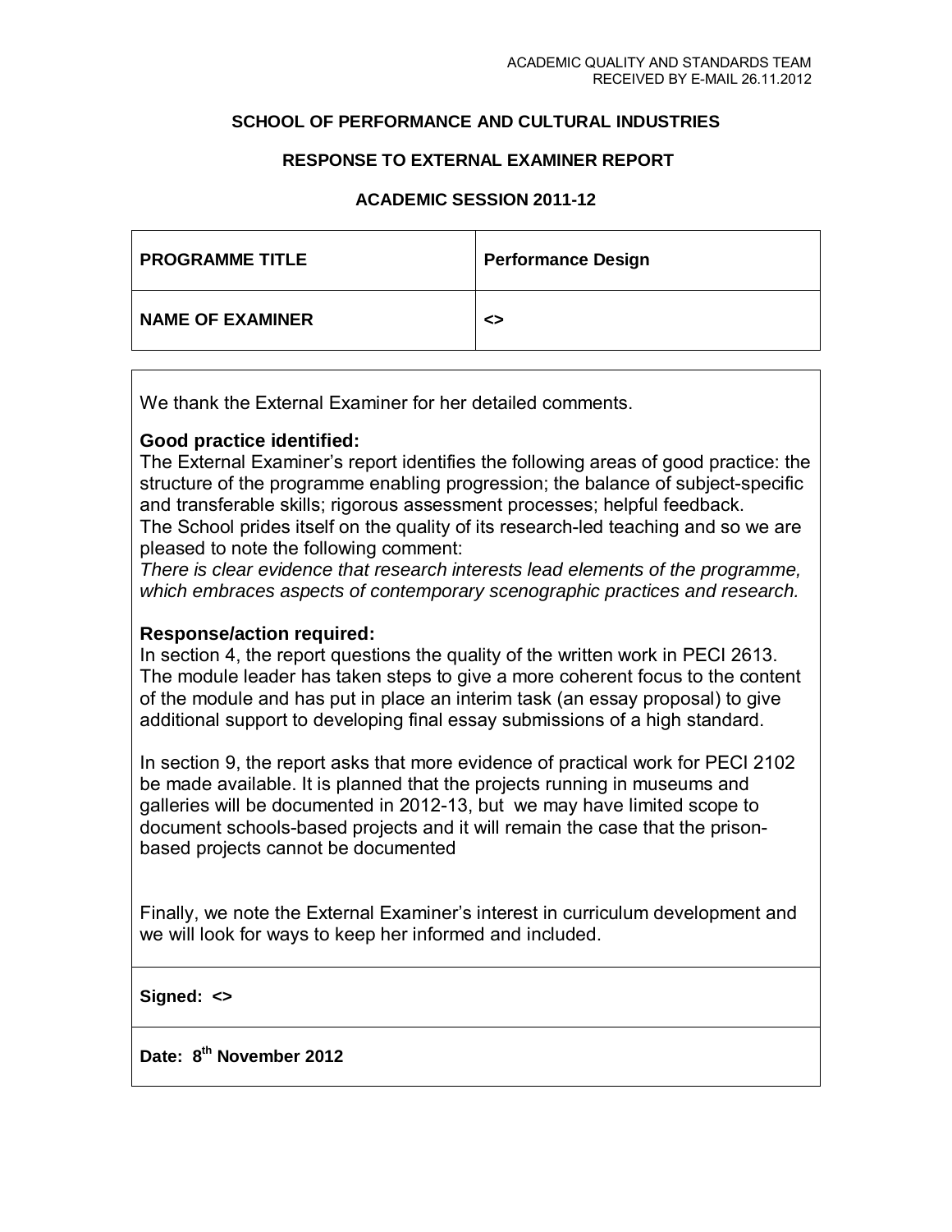ACADEMIC QUALITY AND STANDARDS TEAM
RECEIVED BY E-MAIL 26.11.2012

**SCHOOL OF PERFORMANCE AND CULTURAL INDUSTRIES**

**RESPONSE TO EXTERNAL EXAMINER REPORT**

**ACADEMIC SESSION 2011-12**

| | |
|---|---|
| **PROGRAMME TITLE** | **Performance Design** |
| **NAME OF EXAMINER** | **<>** |

We thank the External Examiner for her detailed comments.

**Good practice identified:**
The External Examiner's report identifies the following areas of good practice: the structure of the programme enabling progression; the balance of subject-specific and transferable skills; rigorous assessment processes; helpful feedback.
The School prides itself on the quality of its research-led teaching and so we are pleased to note the following comment:
*There is clear evidence that research interests lead elements of the programme, which embraces aspects of contemporary scenographic practices and research.*

**Response/action required:**
In section 4, the report questions the quality of the written work in PECI 2613. The module leader has taken steps to give a more coherent focus to the content of the module and has put in place an interim task (an essay proposal) to give additional support to developing final essay submissions of a high standard.

In section 9, the report asks that more evidence of practical work for PECI 2102 be made available. It is planned that the projects running in museums and galleries will be documented in 2012-13, but we may have limited scope to document schools-based projects and it will remain the case that the prison-based projects cannot be documented

Finally, we note the External Examiner's interest in curriculum development and we will look for ways to keep her informed and included.

**Signed: <>**

**Date: 8th November 2012**